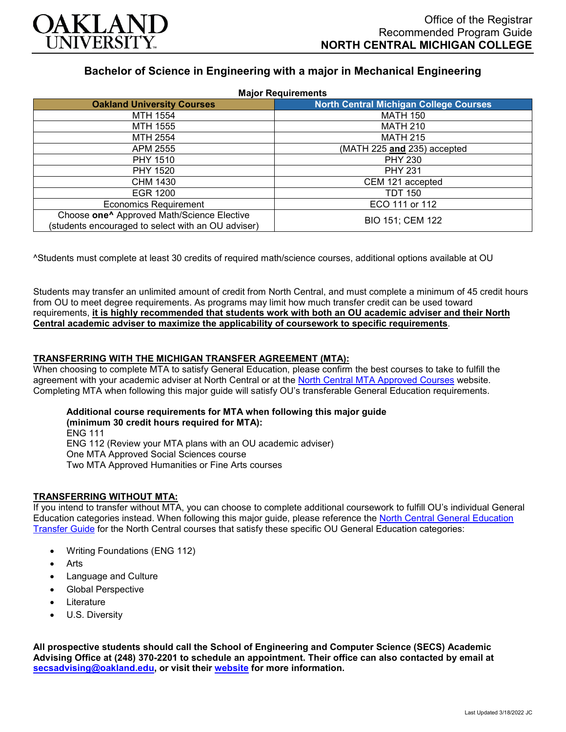# OAKLAND UNIVERSITY

Office of the Registrar
Recommended Program Guide
**NORTH CENTRAL MICHIGAN COLLEGE**

## Bachelor of Science in Engineering with a major in Mechanical Engineering

**Major Requirements**

| Oakland University Courses | North Central Michigan College Courses |
|---|---|
| MTH 1554 | MATH 150 |
| MTH 1555 | MATH 210 |
| MTH 2554 | MATH 215 |
| APM 2555 | (MATH 225 **and** 235) accepted |
| PHY 1510 | PHY 230 |
| PHY 1520 | PHY 231 |
| CHM 1430 | CEM 121 accepted |
| EGR 1200 | TDT 150 |
| Economics Requirement | ECO 111 or 112 |
| Choose **one^** Approved Math/Science Elective (students encouraged to select with an OU adviser) | BIO 151; CEM 122 |

^Students must complete at least 30 credits of required math/science courses, additional options available at OU

Students may transfer an unlimited amount of credit from North Central, and must complete a minimum of 45 credit hours from OU to meet degree requirements. As programs may limit how much transfer credit can be used toward requirements, **it is highly recommended that students work with both an OU academic adviser and their North Central academic adviser to maximize the applicability of coursework to specific requirements**.

**TRANSFERRING WITH THE MICHIGAN TRANSFER AGREEMENT (MTA):**

When choosing to complete MTA to satisfy General Education, please confirm the best courses to take to fulfill the agreement with your academic adviser at North Central or at the North Central MTA Approved Courses website. Completing MTA when following this major guide will satisfy OU's transferable General Education requirements.

**Additional course requirements for MTA when following this major guide (minimum 30 credit hours required for MTA):**

ENG 111
ENG 112 (Review your MTA plans with an OU academic adviser)
One MTA Approved Social Sciences course
Two MTA Approved Humanities or Fine Arts courses

**TRANSFERRING WITHOUT MTA:**

If you intend to transfer without MTA, you can choose to complete additional coursework to fulfill OU's individual General Education categories instead. When following this major guide, please reference the North Central General Education Transfer Guide for the North Central courses that satisfy these specific OU General Education categories:

- Writing Foundations (ENG 112)
- Arts
- Language and Culture
- Global Perspective
- Literature
- U.S. Diversity

**All prospective students should call the School of Engineering and Computer Science (SECS) Academic Advising Office at (248) 370-2201 to schedule an appointment. Their office can also contacted by email at secsadvising@oakland.edu, or visit their website for more information.**

Last Updated 3/18/2022 JC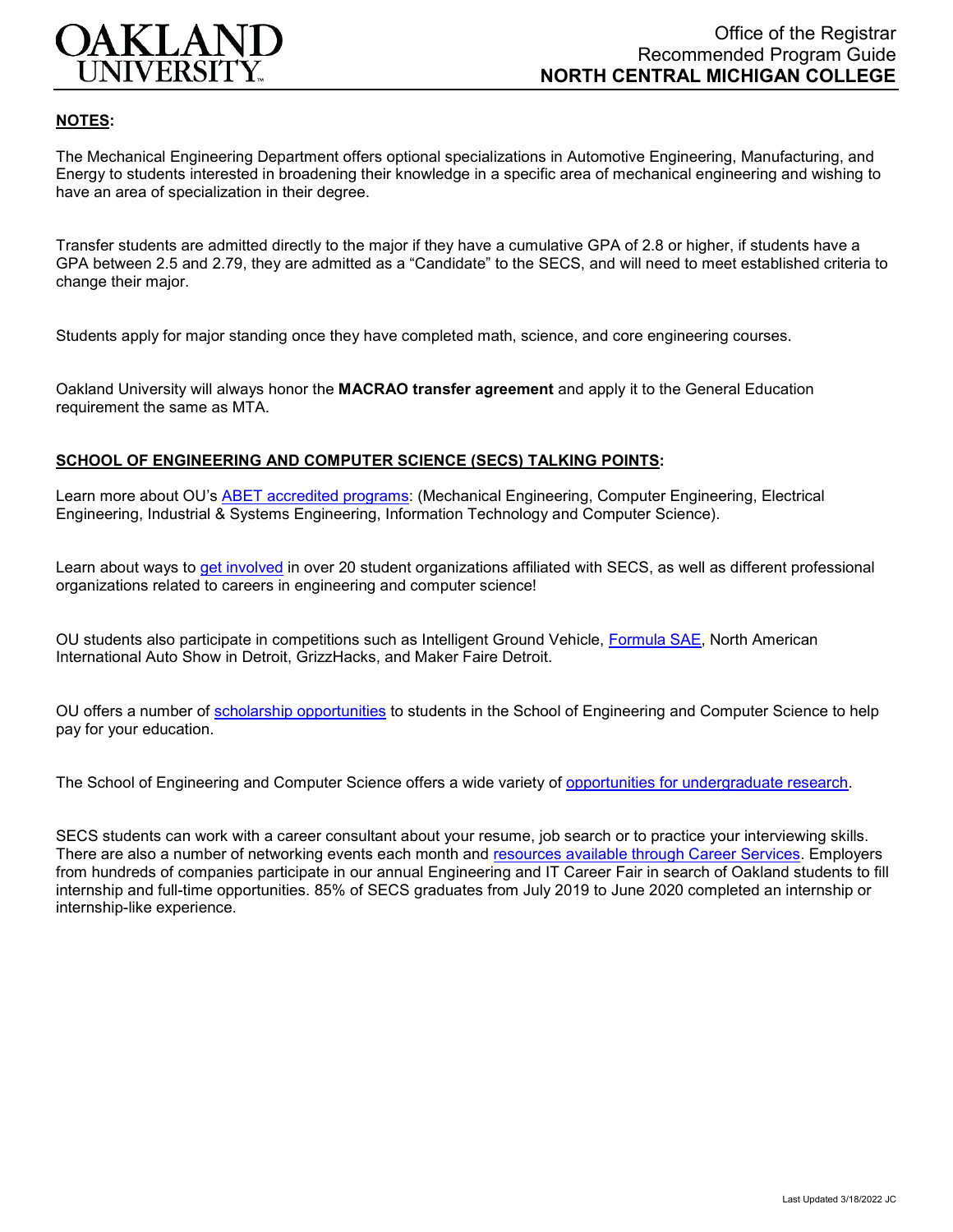**NOTES:**

The Mechanical Engineering Department offers optional specializations in Automotive Engineering, Manufacturing, and Energy to students interested in broadening their knowledge in a specific area of mechanical engineering and wishing to have an area of specialization in their degree.

Transfer students are admitted directly to the major if they have a cumulative GPA of 2.8 or higher, if students have a GPA between 2.5 and 2.79, they are admitted as a "Candidate" to the SECS, and will need to meet established criteria to change their major.

Students apply for major standing once they have completed math, science, and core engineering courses.

Oakland University will always honor the **MACRAO transfer agreement** and apply it to the General Education requirement the same as MTA.

**SCHOOL OF ENGINEERING AND COMPUTER SCIENCE (SECS) TALKING POINTS:**

Learn more about OU's ABET accredited programs: (Mechanical Engineering, Computer Engineering, Electrical Engineering, Industrial & Systems Engineering, Information Technology and Computer Science).

Learn about ways to get involved in over 20 student organizations affiliated with SECS, as well as different professional organizations related to careers in engineering and computer science!

OU students also participate in competitions such as Intelligent Ground Vehicle, Formula SAE, North American International Auto Show in Detroit, GrizzHacks, and Maker Faire Detroit.

OU offers a number of scholarship opportunities to students in the School of Engineering and Computer Science to help pay for your education.

The School of Engineering and Computer Science offers a wide variety of opportunities for undergraduate research.

SECS students can work with a career consultant about your resume, job search or to practice your interviewing skills. There are also a number of networking events each month and resources available through Career Services. Employers from hundreds of companies participate in our annual Engineering and IT Career Fair in search of Oakland students to fill internship and full-time opportunities. 85% of SECS graduates from July 2019 to June 2020 completed an internship or internship-like experience.